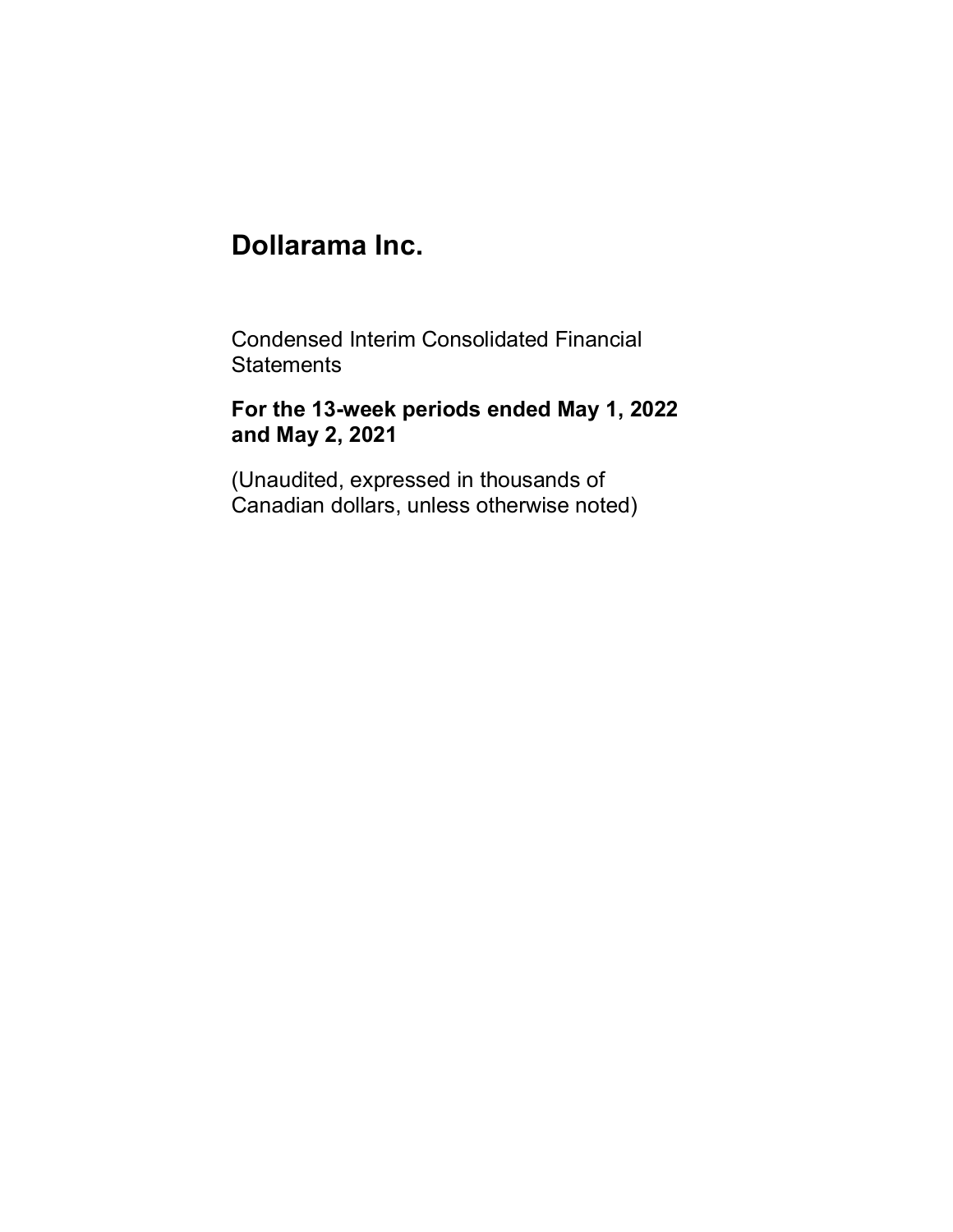# Dollarama Inc.

Condensed Interim Consolidated Financial Statements

**For the 13-week periods ended May 1, 2022 and May 2, 2021**

(Unaudited, expressed in thousands of Canadian dollars, unless otherwise noted)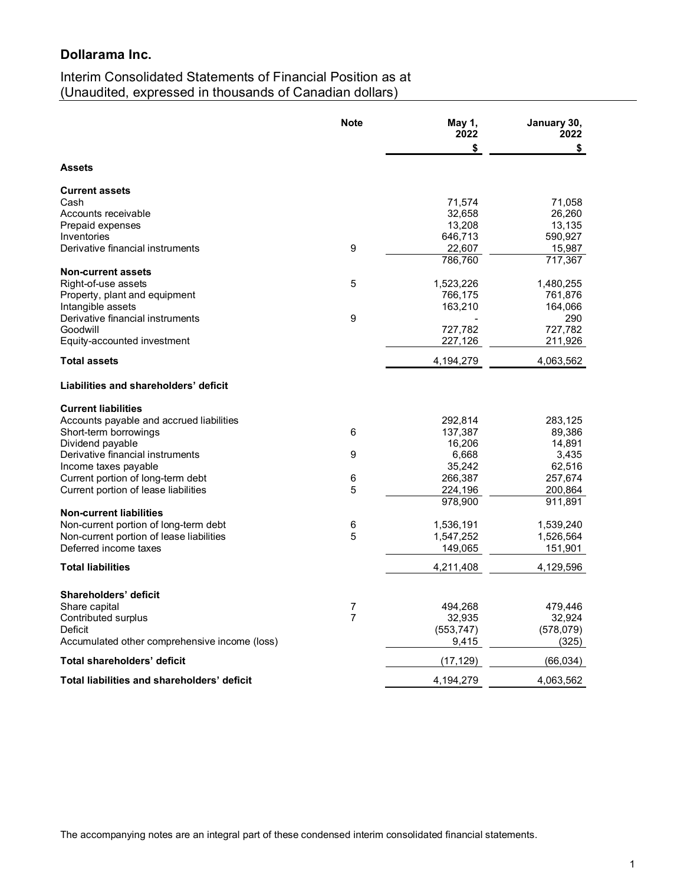## Dollarama Inc.

Interim Consolidated Statements of Financial Position as at
(Unaudited, expressed in thousands of Canadian dollars)

| | Note | May 1, 2022 | January 30, 2022 |
|---|---|---|---|
| | | $ | $ |
| **Assets** | | | |
| **Current assets** | | | |
| Cash | | 71,574 | 71,058 |
| Accounts receivable | | 32,658 | 26,260 |
| Prepaid expenses | | 13,208 | 13,135 |
| Inventories | | 646,713 | 590,927 |
| Derivative financial instruments | 9 | 22,607 | 15,987 |
| | | 786,760 | 717,367 |
| **Non-current assets** | | | |
| Right-of-use assets | 5 | 1,523,226 | 1,480,255 |
| Property, plant and equipment | | 766,175 | 761,876 |
| Intangible assets | | 163,210 | 164,066 |
| Derivative financial instruments | 9 | - | 290 |
| Goodwill | | 727,782 | 727,782 |
| Equity-accounted investment | | 227,126 | 211,926 |
| **Total assets** | | 4,194,279 | 4,063,562 |
| **Liabilities and shareholders' deficit** | | | |
| **Current liabilities** | | | |
| Accounts payable and accrued liabilities | | 292,814 | 283,125 |
| Short-term borrowings | 6 | 137,387 | 89,386 |
| Dividend payable | | 16,206 | 14,891 |
| Derivative financial instruments | 9 | 6,668 | 3,435 |
| Income taxes payable | | 35,242 | 62,516 |
| Current portion of long-term debt | 6 | 266,387 | 257,674 |
| Current portion of lease liabilities | 5 | 224,196 | 200,864 |
| | | 978,900 | 911,891 |
| **Non-current liabilities** | | | |
| Non-current portion of long-term debt | 6 | 1,536,191 | 1,539,240 |
| Non-current portion of lease liabilities | 5 | 1,547,252 | 1,526,564 |
| Deferred income taxes | | 149,065 | 151,901 |
| **Total liabilities** | | 4,211,408 | 4,129,596 |
| **Shareholders' deficit** | | | |
| Share capital | 7 | 494,268 | 479,446 |
| Contributed surplus | 7 | 32,935 | 32,924 |
| Deficit | | (553,747) | (578,079) |
| Accumulated other comprehensive income (loss) | | 9,415 | (325) |
| **Total shareholders' deficit** | | (17,129) | (66,034) |
| **Total liabilities and shareholders' deficit** | | 4,194,279 | 4,063,562 |

The accompanying notes are an integral part of these condensed interim consolidated financial statements.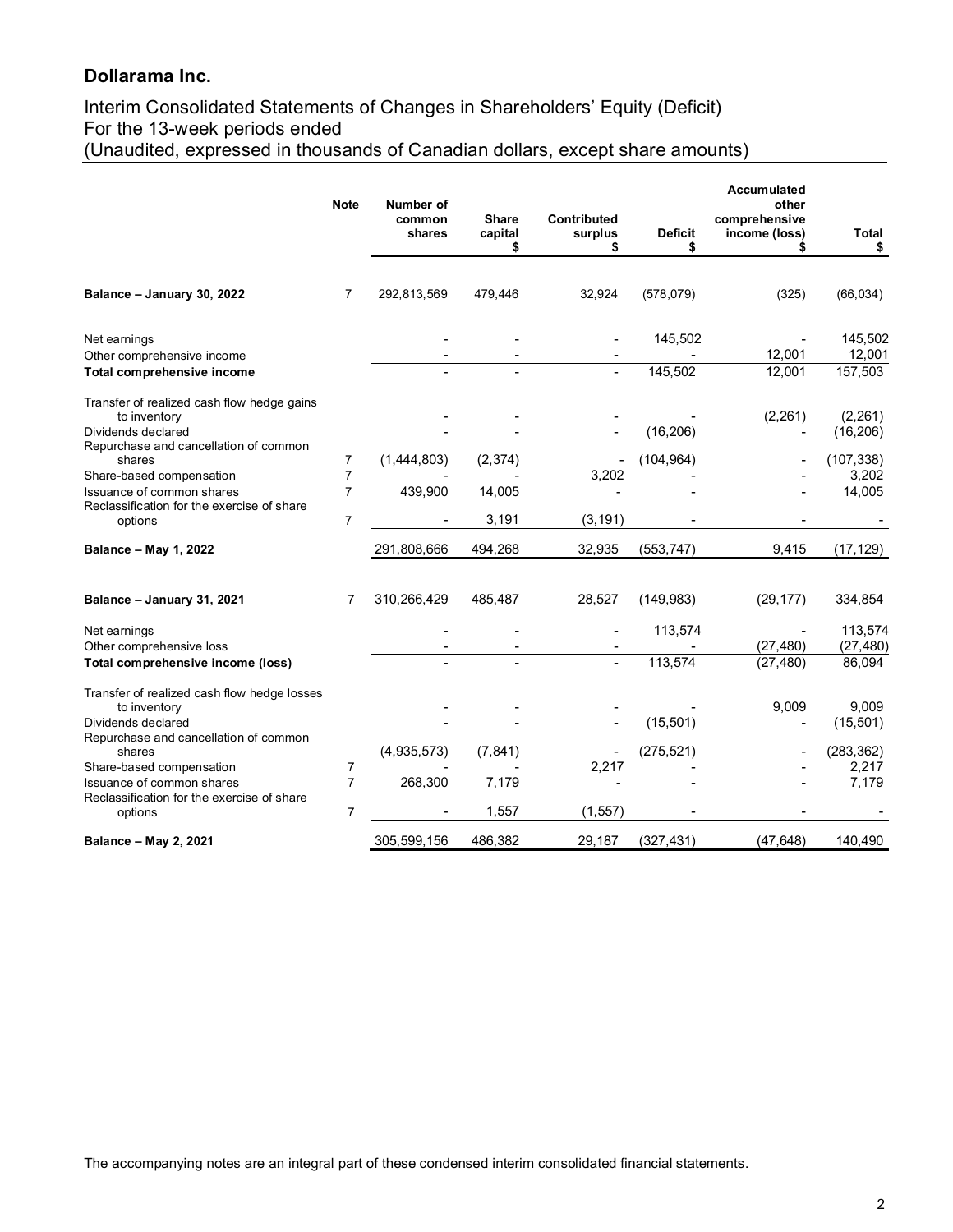# Dollarama Inc.

## Interim Consolidated Statements of Changes in Shareholders' Equity (Deficit)
For the 13-week periods ended
(Unaudited, expressed in thousands of Canadian dollars, except share amounts)

| | Note | Number of common shares | Share capital $ | Contributed surplus $ | Deficit $ | Accumulated other comprehensive income (loss) $ | Total $ |
|---|---|---|---|---|---|---|---|
| **Balance – January 30, 2022** | 7 | 292,813,569 | 479,446 | 32,924 | (578,079) | (325) | (66,034) |
| Net earnings | | - | - | - | 145,502 | - | 145,502 |
| Other comprehensive income | | - | - | - | - | 12,001 | 12,001 |
| **Total comprehensive income** | | - | - | - | 145,502 | 12,001 | 157,503 |
| Transfer of realized cash flow hedge gains to inventory | | - | - | - | - | (2,261) | (2,261) |
| Dividends declared | | - | - | - | (16,206) | - | (16,206) |
| Repurchase and cancellation of common shares | 7 | (1,444,803) | (2,374) | - | (104,964) | - | (107,338) |
| Share-based compensation | 7 | - | - | 3,202 | - | - | 3,202 |
| Issuance of common shares | 7 | 439,900 | 14,005 | - | - | - | 14,005 |
| Reclassification for the exercise of share options | 7 | - | 3,191 | (3,191) | - | - | - |
| **Balance – May 1, 2022** | | 291,808,666 | 494,268 | 32,935 | (553,747) | 9,415 | (17,129) |
| | | | | | | | |
| **Balance – January 31, 2021** | 7 | 310,266,429 | 485,487 | 28,527 | (149,983) | (29,177) | 334,854 |
| Net earnings | | - | - | - | 113,574 | - | 113,574 |
| Other comprehensive loss | | - | - | - | - | (27,480) | (27,480) |
| **Total comprehensive income (loss)** | | - | - | - | 113,574 | (27,480) | 86,094 |
| Transfer of realized cash flow hedge losses to inventory | | - | - | - | - | 9,009 | 9,009 |
| Dividends declared | | - | - | - | (15,501) | - | (15,501) |
| Repurchase and cancellation of common shares | | (4,935,573) | (7,841) | - | (275,521) | - | (283,362) |
| Share-based compensation | 7 | - | - | 2,217 | - | - | 2,217 |
| Issuance of common shares | 7 | 268,300 | 7,179 | - | - | - | 7,179 |
| Reclassification for the exercise of share options | 7 | - | 1,557 | (1,557) | - | - | - |
| **Balance – May 2, 2021** | | 305,599,156 | 486,382 | 29,187 | (327,431) | (47,648) | 140,490 |

The accompanying notes are an integral part of these condensed interim consolidated financial statements.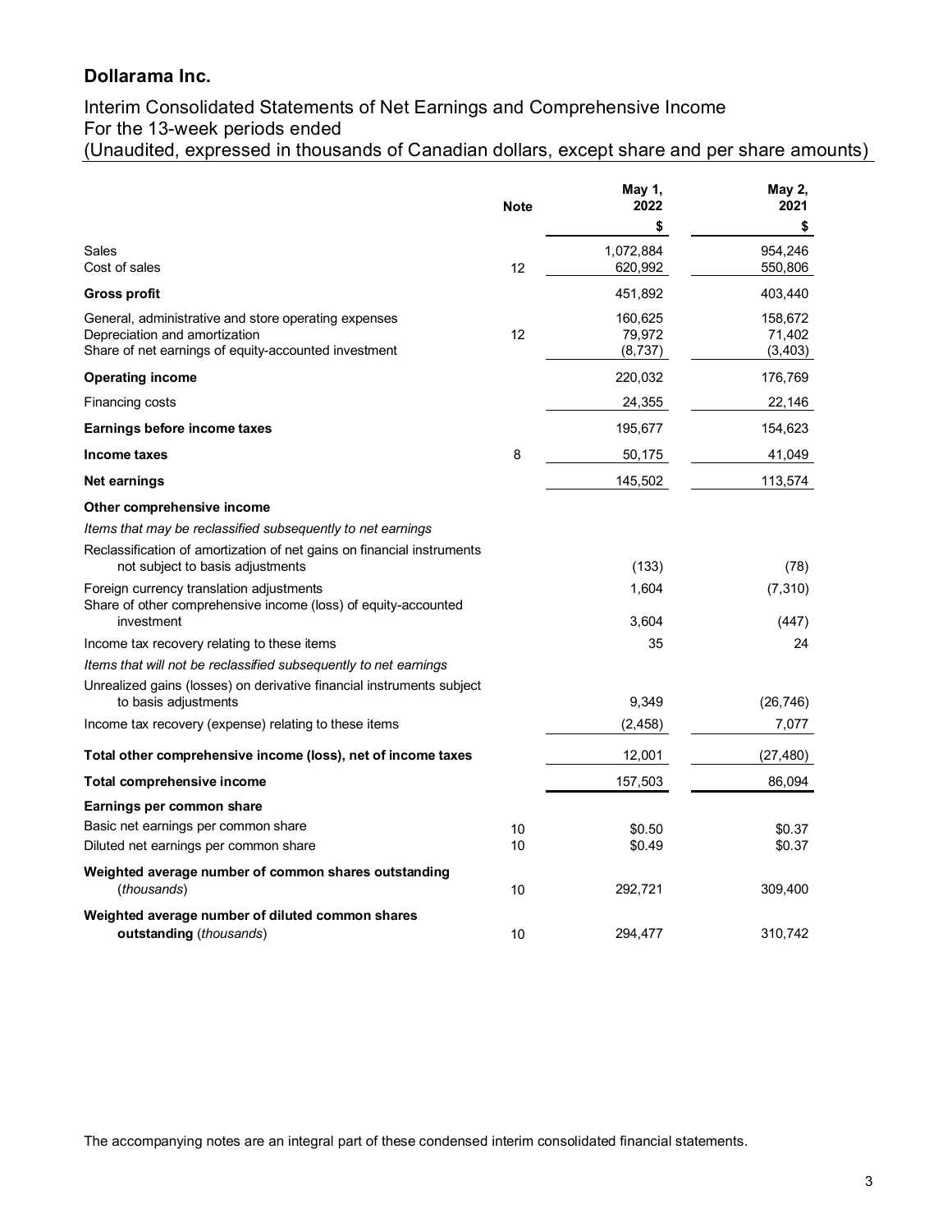## Dollarama Inc.

Interim Consolidated Statements of Net Earnings and Comprehensive Income
For the 13-week periods ended
(Unaudited, expressed in thousands of Canadian dollars, except share and per share amounts)

| | Note | May 1, 2022 | May 2, 2021 |
|---|---|---|---|
| | | $ | $ |
| Sales | | 1,072,884 | 954,246 |
| Cost of sales | 12 | 620,992 | 550,806 |
| **Gross profit** | | 451,892 | 403,440 |
| General, administrative and store operating expenses | | 160,625 | 158,672 |
| Depreciation and amortization | 12 | 79,972 | 71,402 |
| Share of net earnings of equity-accounted investment | | (8,737) | (3,403) |
| **Operating income** | | 220,032 | 176,769 |
| Financing costs | | 24,355 | 22,146 |
| **Earnings before income taxes** | | 195,677 | 154,623 |
| **Income taxes** | 8 | 50,175 | 41,049 |
| **Net earnings** | | 145,502 | 113,574 |
| **Other comprehensive income** | | | |
| *Items that may be reclassified subsequently to net earnings* | | | |
| Reclassification of amortization of net gains on financial instruments not subject to basis adjustments | | (133) | (78) |
| Foreign currency translation adjustments | | 1,604 | (7,310) |
| Share of other comprehensive income (loss) of equity-accounted investment | | 3,604 | (447) |
| Income tax recovery relating to these items | | 35 | 24 |
| *Items that will not be reclassified subsequently to net earnings* | | | |
| Unrealized gains (losses) on derivative financial instruments subject to basis adjustments | | 9,349 | (26,746) |
| Income tax recovery (expense) relating to these items | | (2,458) | 7,077 |
| **Total other comprehensive income (loss), net of income taxes** | | 12,001 | (27,480) |
| **Total comprehensive income** | | 157,503 | 86,094 |
| **Earnings per common share** | | | |
| Basic net earnings per common share | 10 | $0.50 | $0.37 |
| Diluted net earnings per common share | 10 | $0.49 | $0.37 |
| **Weighted average number of common shares outstanding** (*thousands*) | 10 | 292,721 | 309,400 |
| **Weighted average number of diluted common shares outstanding** (*thousands*) | 10 | 294,477 | 310,742 |

The accompanying notes are an integral part of these condensed interim consolidated financial statements.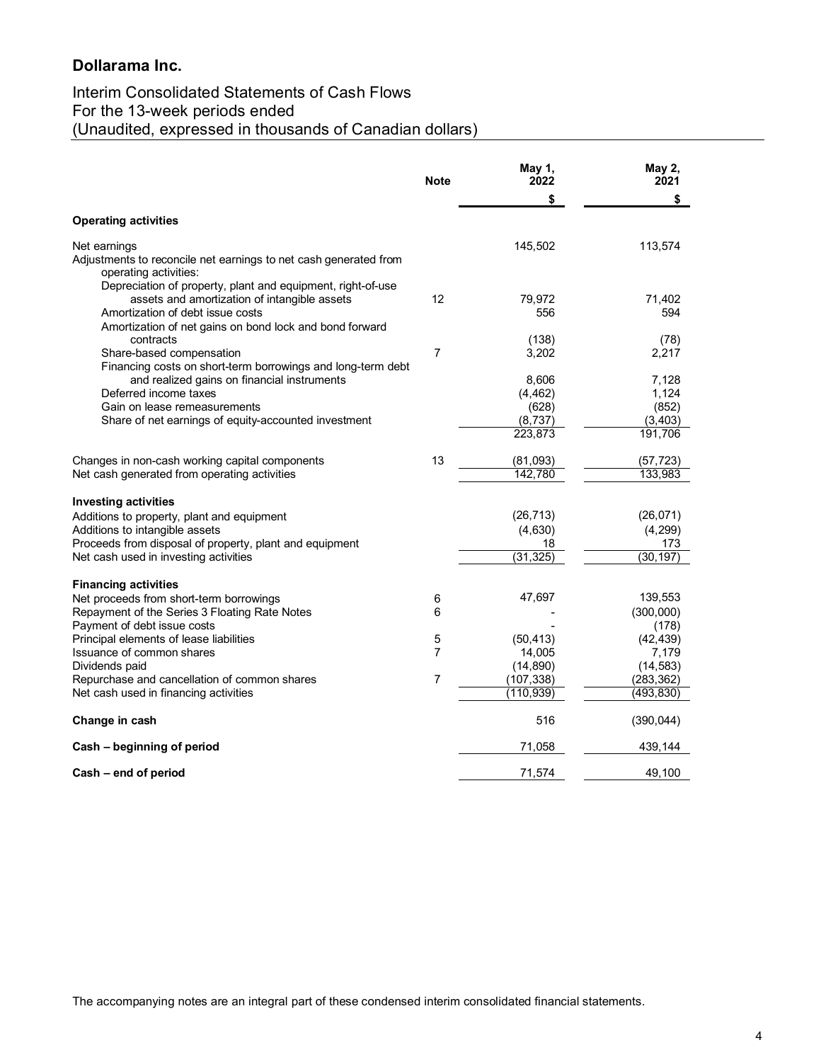# Dollarama Inc.

## Interim Consolidated Statements of Cash Flows
## For the 13-week periods ended
## (Unaudited, expressed in thousands of Canadian dollars)

| | Note | May 1, 2022 | May 2, 2021 |
|---|---|---|---|
| | | $ | $ |
| **Operating activities** | | | |
| Net earnings | | 145,502 | 113,574 |
| Adjustments to reconcile net earnings to net cash generated from operating activities: | | | |
| Depreciation of property, plant and equipment, right-of-use assets and amortization of intangible assets | 12 | 79,972 | 71,402 |
| Amortization of debt issue costs | | 556 | 594 |
| Amortization of net gains on bond lock and bond forward contracts | | (138) | (78) |
| Share-based compensation | 7 | 3,202 | 2,217 |
| Financing costs on short-term borrowings and long-term debt and realized gains on financial instruments | | 8,606 | 7,128 |
| Deferred income taxes | | (4,462) | 1,124 |
| Gain on lease remeasurements | | (628) | (852) |
| Share of net earnings of equity-accounted investment | | (8,737) | (3,403) |
| | | 223,873 | 191,706 |
| Changes in non-cash working capital components | 13 | (81,093) | (57,723) |
| Net cash generated from operating activities | | 142,780 | 133,983 |
| **Investing activities** | | | |
| Additions to property, plant and equipment | | (26,713) | (26,071) |
| Additions to intangible assets | | (4,630) | (4,299) |
| Proceeds from disposal of property, plant and equipment | | 18 | 173 |
| Net cash used in investing activities | | (31,325) | (30,197) |
| **Financing activities** | | | |
| Net proceeds from short-term borrowings | 6 | 47,697 | 139,553 |
| Repayment of the Series 3 Floating Rate Notes | 6 | - | (300,000) |
| Payment of debt issue costs | | - | (178) |
| Principal elements of lease liabilities | 5 | (50,413) | (42,439) |
| Issuance of common shares | 7 | 14,005 | 7,179 |
| Dividends paid | | (14,890) | (14,583) |
| Repurchase and cancellation of common shares | 7 | (107,338) | (283,362) |
| Net cash used in financing activities | | (110,939) | (493,830) |
| **Change in cash** | | 516 | (390,044) |
| **Cash – beginning of period** | | 71,058 | 439,144 |
| **Cash – end of period** | | 71,574 | 49,100 |

The accompanying notes are an integral part of these condensed interim consolidated financial statements.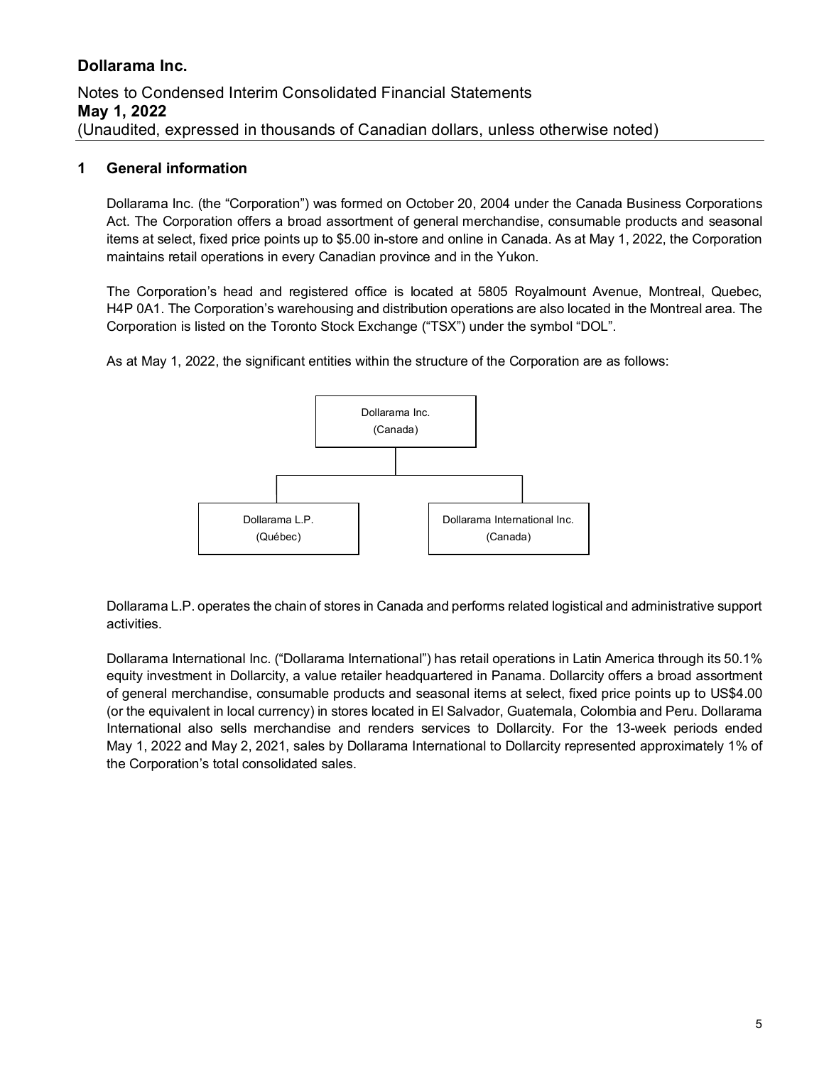# Dollarama Inc.

Notes to Condensed Interim Consolidated Financial Statements
**May 1, 2022**
(Unaudited, expressed in thousands of Canadian dollars, unless otherwise noted)

## 1 General information

Dollarama Inc. (the "Corporation") was formed on October 20, 2004 under the Canada Business Corporations Act. The Corporation offers a broad assortment of general merchandise, consumable products and seasonal items at select, fixed price points up to $5.00 in-store and online in Canada. As at May 1, 2022, the Corporation maintains retail operations in every Canadian province and in the Yukon.

The Corporation's head and registered office is located at 5805 Royalmount Avenue, Montreal, Quebec, H4P 0A1. The Corporation's warehousing and distribution operations are also located in the Montreal area. The Corporation is listed on the Toronto Stock Exchange ("TSX") under the symbol "DOL".

As at May 1, 2022, the significant entities within the structure of the Corporation are as follows:

Dollarama Inc. (Canada)

- Dollarama L.P. (Québec)
- Dollarama International Inc. (Canada)

Dollarama L.P. operates the chain of stores in Canada and performs related logistical and administrative support activities.

Dollarama International Inc. ("Dollarama International") has retail operations in Latin America through its 50.1% equity investment in Dollarcity, a value retailer headquartered in Panama. Dollarcity offers a broad assortment of general merchandise, consumable products and seasonal items at select, fixed price points up to US$4.00 (or the equivalent in local currency) in stores located in El Salvador, Guatemala, Colombia and Peru. Dollarama International also sells merchandise and renders services to Dollarcity. For the 13-week periods ended May 1, 2022 and May 2, 2021, sales by Dollarama International to Dollarcity represented approximately 1% of the Corporation's total consolidated sales.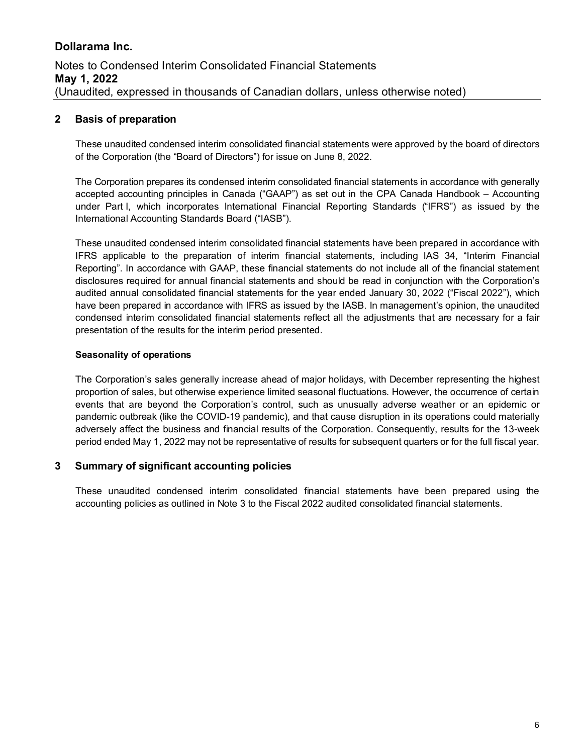## 2 Basis of preparation

These unaudited condensed interim consolidated financial statements were approved by the board of directors of the Corporation (the "Board of Directors") for issue on June 8, 2022.

The Corporation prepares its condensed interim consolidated financial statements in accordance with generally accepted accounting principles in Canada ("GAAP") as set out in the CPA Canada Handbook – Accounting under Part I, which incorporates International Financial Reporting Standards ("IFRS") as issued by the International Accounting Standards Board ("IASB").

These unaudited condensed interim consolidated financial statements have been prepared in accordance with IFRS applicable to the preparation of interim financial statements, including IAS 34, "Interim Financial Reporting". In accordance with GAAP, these financial statements do not include all of the financial statement disclosures required for annual financial statements and should be read in conjunction with the Corporation's audited annual consolidated financial statements for the year ended January 30, 2022 ("Fiscal 2022"), which have been prepared in accordance with IFRS as issued by the IASB. In management's opinion, the unaudited condensed interim consolidated financial statements reflect all the adjustments that are necessary for a fair presentation of the results for the interim period presented.

### Seasonality of operations

The Corporation's sales generally increase ahead of major holidays, with December representing the highest proportion of sales, but otherwise experience limited seasonal fluctuations. However, the occurrence of certain events that are beyond the Corporation's control, such as unusually adverse weather or an epidemic or pandemic outbreak (like the COVID-19 pandemic), and that cause disruption in its operations could materially adversely affect the business and financial results of the Corporation. Consequently, results for the 13-week period ended May 1, 2022 may not be representative of results for subsequent quarters or for the full fiscal year.

## 3 Summary of significant accounting policies

These unaudited condensed interim consolidated financial statements have been prepared using the accounting policies as outlined in Note 3 to the Fiscal 2022 audited consolidated financial statements.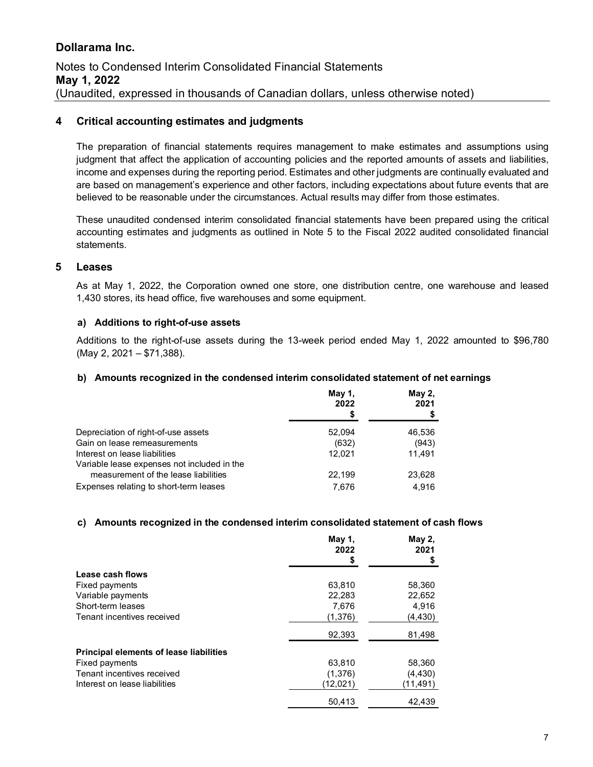# Dollarama Inc.

Notes to Condensed Interim Consolidated Financial Statements
**May 1, 2022**
(Unaudited, expressed in thousands of Canadian dollars, unless otherwise noted)

## 4 Critical accounting estimates and judgments

The preparation of financial statements requires management to make estimates and assumptions using judgment that affect the application of accounting policies and the reported amounts of assets and liabilities, income and expenses during the reporting period. Estimates and other judgments are continually evaluated and are based on management's experience and other factors, including expectations about future events that are believed to be reasonable under the circumstances. Actual results may differ from those estimates.

These unaudited condensed interim consolidated financial statements have been prepared using the critical accounting estimates and judgments as outlined in Note 5 to the Fiscal 2022 audited consolidated financial statements.

## 5 Leases

As at May 1, 2022, the Corporation owned one store, one distribution centre, one warehouse and leased 1,430 stores, its head office, five warehouses and some equipment.

### a) Additions to right-of-use assets

Additions to the right-of-use assets during the 13-week period ended May 1, 2022 amounted to $96,780 (May 2, 2021 – $71,388).

### b) Amounts recognized in the condensed interim consolidated statement of net earnings

| | May 1, 2022 $ | May 2, 2021 $ |
|---|---|---|
| Depreciation of right-of-use assets | 52,094 | 46,536 |
| Gain on lease remeasurements | (632) | (943) |
| Interest on lease liabilities | 12,021 | 11,491 |
| Variable lease expenses not included in the measurement of the lease liabilities | 22,199 | 23,628 |
| Expenses relating to short-term leases | 7,676 | 4,916 |

### c) Amounts recognized in the condensed interim consolidated statement of cash flows

| | May 1, 2022 $ | May 2, 2021 $ |
|---|---|---|
| **Lease cash flows** | | |
| Fixed payments | 63,810 | 58,360 |
| Variable payments | 22,283 | 22,652 |
| Short-term leases | 7,676 | 4,916 |
| Tenant incentives received | (1,376) | (4,430) |
| | 92,393 | 81,498 |
| **Principal elements of lease liabilities** | | |
| Fixed payments | 63,810 | 58,360 |
| Tenant incentives received | (1,376) | (4,430) |
| Interest on lease liabilities | (12,021) | (11,491) |
| | 50,413 | 42,439 |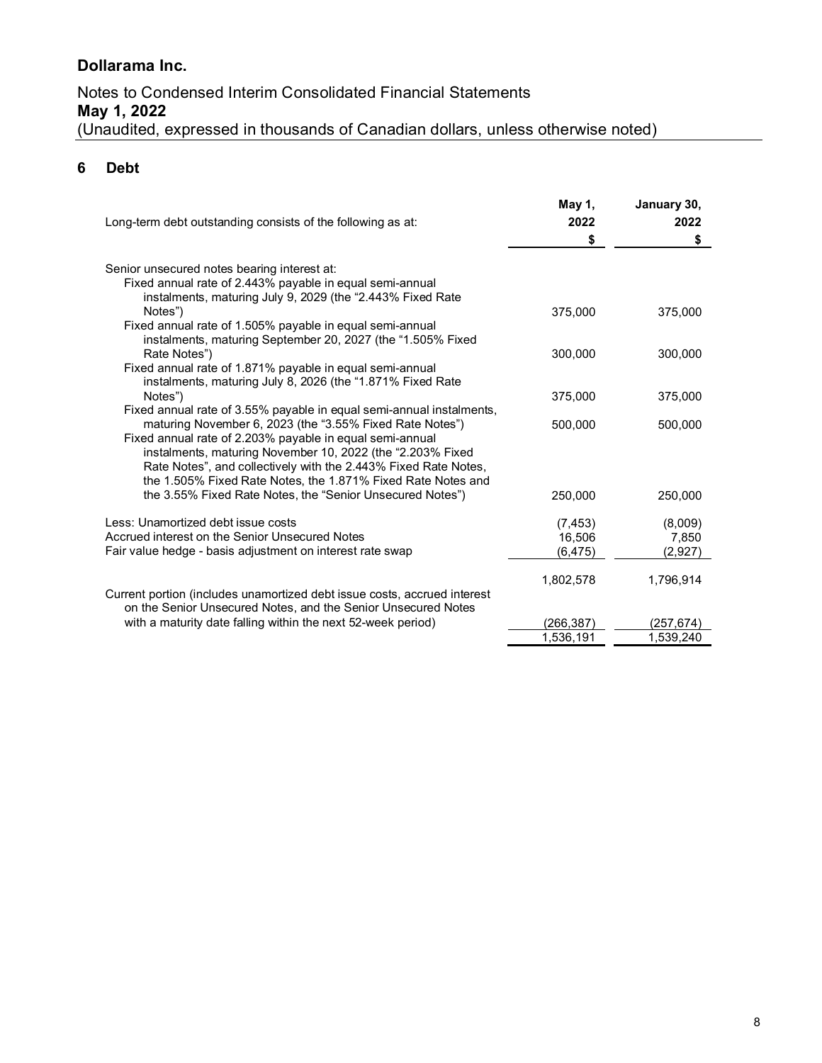# Dollarama Inc.

Notes to Condensed Interim Consolidated Financial Statements
**May 1, 2022**
(Unaudited, expressed in thousands of Canadian dollars, unless otherwise noted)

## 6 Debt

| Long-term debt outstanding consists of the following as at: | May 1, 2022 $ | January 30, 2022 $ |
|---|---|---|
| Senior unsecured notes bearing interest at: | | |
| Fixed annual rate of 2.443% payable in equal semi-annual instalments, maturing July 9, 2029 (the "2.443% Fixed Rate Notes") | 375,000 | 375,000 |
| Fixed annual rate of 1.505% payable in equal semi-annual instalments, maturing September 20, 2027 (the "1.505% Fixed Rate Notes") | 300,000 | 300,000 |
| Fixed annual rate of 1.871% payable in equal semi-annual instalments, maturing July 8, 2026 (the "1.871% Fixed Rate Notes") | 375,000 | 375,000 |
| Fixed annual rate of 3.55% payable in equal semi-annual instalments, maturing November 6, 2023 (the "3.55% Fixed Rate Notes") | 500,000 | 500,000 |
| Fixed annual rate of 2.203% payable in equal semi-annual instalments, maturing November 10, 2022 (the "2.203% Fixed Rate Notes", and collectively with the 2.443% Fixed Rate Notes, the 1.505% Fixed Rate Notes, the 1.871% Fixed Rate Notes and the 3.55% Fixed Rate Notes, the "Senior Unsecured Notes") | 250,000 | 250,000 |
| Less: Unamortized debt issue costs | (7,453) | (8,009) |
| Accrued interest on the Senior Unsecured Notes | 16,506 | 7,850 |
| Fair value hedge - basis adjustment on interest rate swap | (6,475) | (2,927) |
| | 1,802,578 | 1,796,914 |
| Current portion (includes unamortized debt issue costs, accrued interest on the Senior Unsecured Notes, and the Senior Unsecured Notes with a maturity date falling within the next 52-week period) | (266,387) | (257,674) |
| | 1,536,191 | 1,539,240 |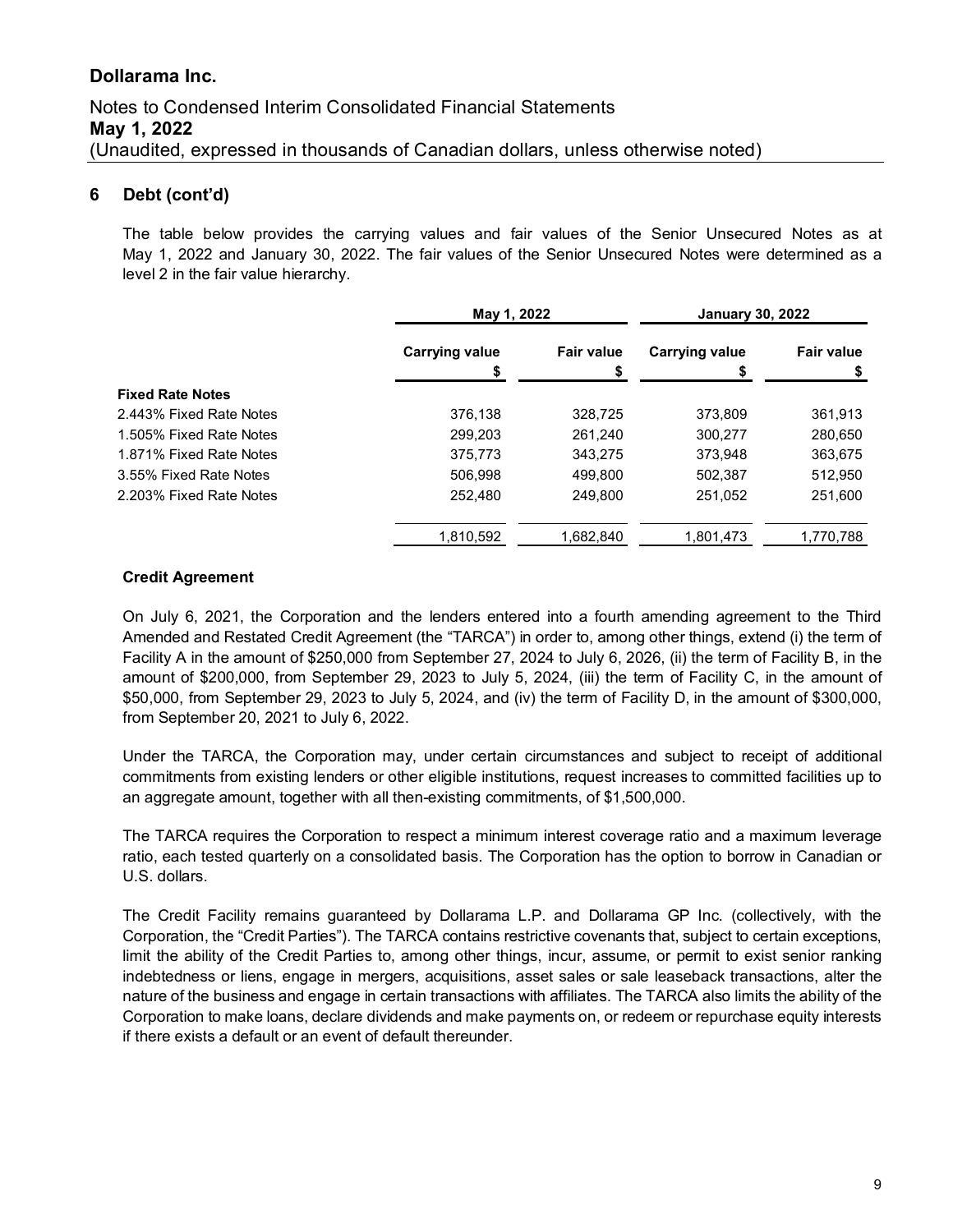## 6 Debt (cont'd)

The table below provides the carrying values and fair values of the Senior Unsecured Notes as at May 1, 2022 and January 30, 2022. The fair values of the Senior Unsecured Notes were determined as a level 2 in the fair value hierarchy.

| | May 1, 2022 | | January 30, 2022 | |
|---|---|---|---|---|
| | Carrying value $ | Fair value $ | Carrying value $ | Fair value $ |
| **Fixed Rate Notes** | | | | |
| 2.443% Fixed Rate Notes | 376,138 | 328,725 | 373,809 | 361,913 |
| 1.505% Fixed Rate Notes | 299,203 | 261,240 | 300,277 | 280,650 |
| 1.871% Fixed Rate Notes | 375,773 | 343,275 | 373,948 | 363,675 |
| 3.55% Fixed Rate Notes | 506,998 | 499,800 | 502,387 | 512,950 |
| 2.203% Fixed Rate Notes | 252,480 | 249,800 | 251,052 | 251,600 |
| | 1,810,592 | 1,682,840 | 1,801,473 | 1,770,788 |

**Credit Agreement**

On July 6, 2021, the Corporation and the lenders entered into a fourth amending agreement to the Third Amended and Restated Credit Agreement (the "TARCA") in order to, among other things, extend (i) the term of Facility A in the amount of $250,000 from September 27, 2024 to July 6, 2026, (ii) the term of Facility B, in the amount of $200,000, from September 29, 2023 to July 5, 2024, (iii) the term of Facility C, in the amount of $50,000, from September 29, 2023 to July 5, 2024, and (iv) the term of Facility D, in the amount of $300,000, from September 20, 2021 to July 6, 2022.

Under the TARCA, the Corporation may, under certain circumstances and subject to receipt of additional commitments from existing lenders or other eligible institutions, request increases to committed facilities up to an aggregate amount, together with all then-existing commitments, of $1,500,000.

The TARCA requires the Corporation to respect a minimum interest coverage ratio and a maximum leverage ratio, each tested quarterly on a consolidated basis. The Corporation has the option to borrow in Canadian or U.S. dollars.

The Credit Facility remains guaranteed by Dollarama L.P. and Dollarama GP Inc. (collectively, with the Corporation, the "Credit Parties"). The TARCA contains restrictive covenants that, subject to certain exceptions, limit the ability of the Credit Parties to, among other things, incur, assume, or permit to exist senior ranking indebtedness or liens, engage in mergers, acquisitions, asset sales or sale leaseback transactions, alter the nature of the business and engage in certain transactions with affiliates. The TARCA also limits the ability of the Corporation to make loans, declare dividends and make payments on, or redeem or repurchase equity interests if there exists a default or an event of default thereunder.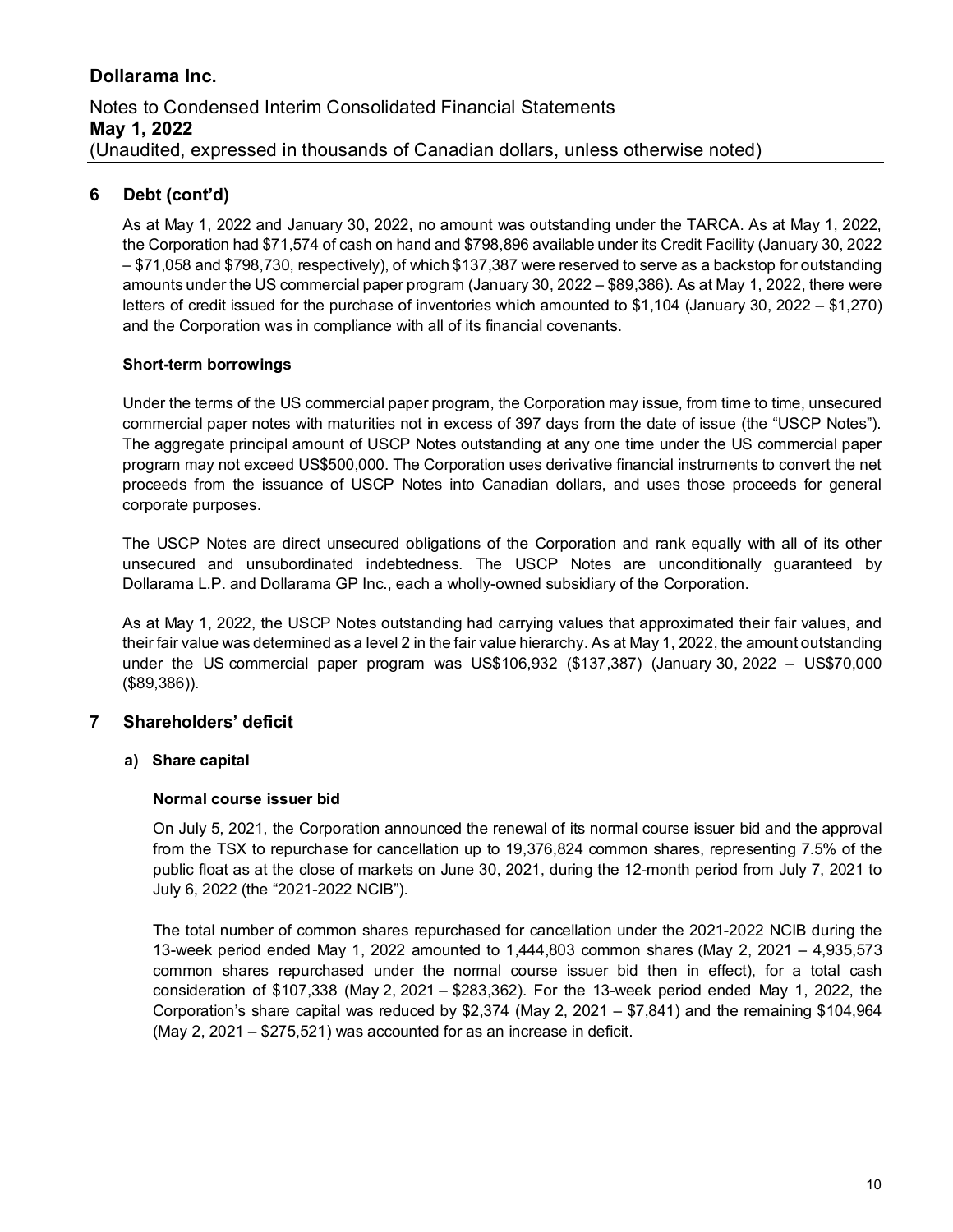## 6 Debt (cont'd)

As at May 1, 2022 and January 30, 2022, no amount was outstanding under the TARCA. As at May 1, 2022, the Corporation had $71,574 of cash on hand and $798,896 available under its Credit Facility (January 30, 2022 – $71,058 and $798,730, respectively), of which $137,387 were reserved to serve as a backstop for outstanding amounts under the US commercial paper program (January 30, 2022 – $89,386). As at May 1, 2022, there were letters of credit issued for the purchase of inventories which amounted to $1,104 (January 30, 2022 – $1,270) and the Corporation was in compliance with all of its financial covenants.

**Short-term borrowings**

Under the terms of the US commercial paper program, the Corporation may issue, from time to time, unsecured commercial paper notes with maturities not in excess of 397 days from the date of issue (the "USCP Notes"). The aggregate principal amount of USCP Notes outstanding at any one time under the US commercial paper program may not exceed US$500,000. The Corporation uses derivative financial instruments to convert the net proceeds from the issuance of USCP Notes into Canadian dollars, and uses those proceeds for general corporate purposes.

The USCP Notes are direct unsecured obligations of the Corporation and rank equally with all of its other unsecured and unsubordinated indebtedness. The USCP Notes are unconditionally guaranteed by Dollarama L.P. and Dollarama GP Inc., each a wholly-owned subsidiary of the Corporation.

As at May 1, 2022, the USCP Notes outstanding had carrying values that approximated their fair values, and their fair value was determined as a level 2 in the fair value hierarchy. As at May 1, 2022, the amount outstanding under the US commercial paper program was US$106,932 ($137,387) (January 30, 2022 – US$70,000 ($89,386)).

## 7 Shareholders' deficit

### a) Share capital

**Normal course issuer bid**

On July 5, 2021, the Corporation announced the renewal of its normal course issuer bid and the approval from the TSX to repurchase for cancellation up to 19,376,824 common shares, representing 7.5% of the public float as at the close of markets on June 30, 2021, during the 12-month period from July 7, 2021 to July 6, 2022 (the "2021-2022 NCIB").

The total number of common shares repurchased for cancellation under the 2021-2022 NCIB during the 13-week period ended May 1, 2022 amounted to 1,444,803 common shares (May 2, 2021 – 4,935,573 common shares repurchased under the normal course issuer bid then in effect), for a total cash consideration of $107,338 (May 2, 2021 – $283,362). For the 13-week period ended May 1, 2022, the Corporation's share capital was reduced by $2,374 (May 2, 2021 – $7,841) and the remaining $104,964 (May 2, 2021 – $275,521) was accounted for as an increase in deficit.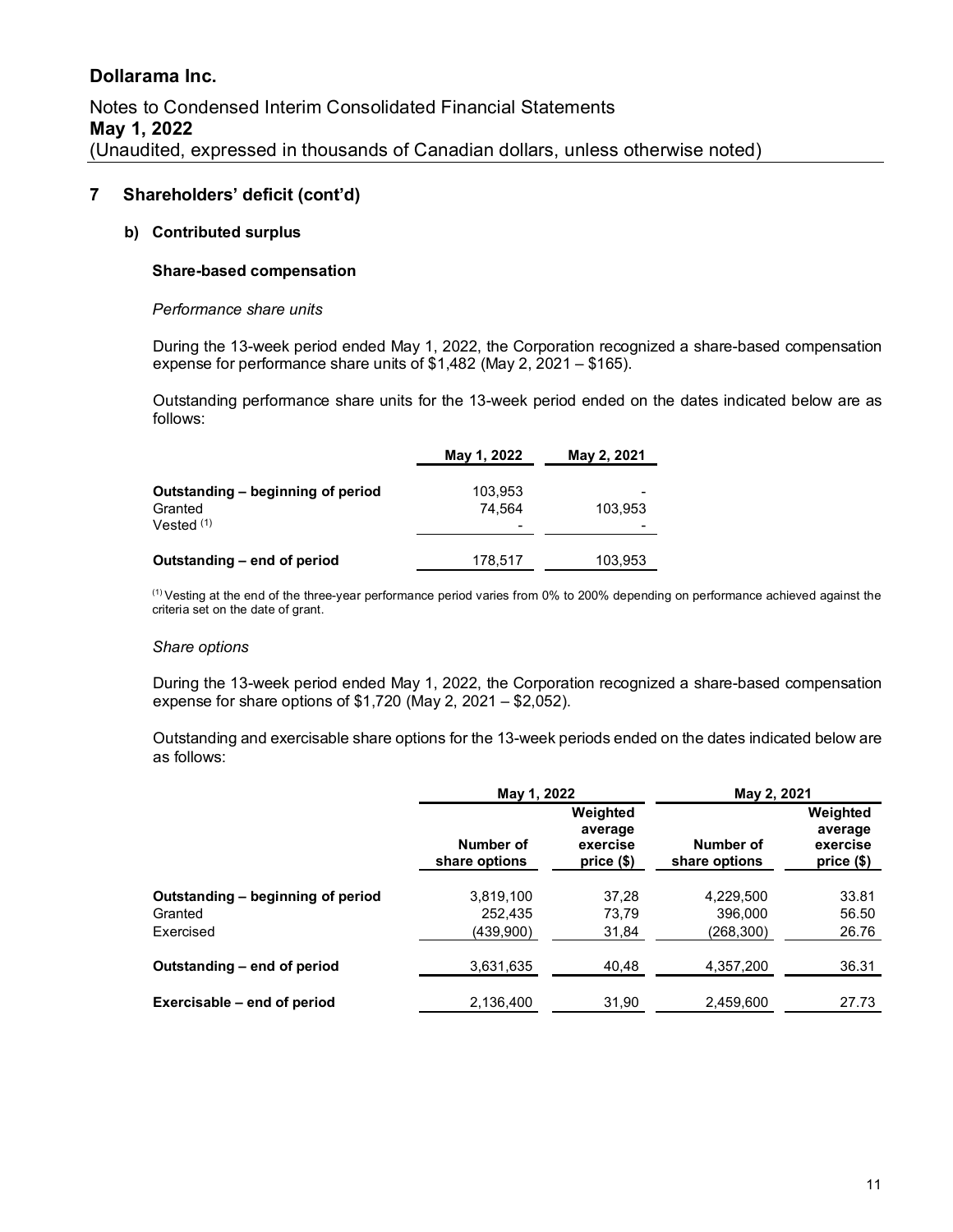# Dollarama Inc.

Notes to Condensed Interim Consolidated Financial Statements
**May 1, 2022**
(Unaudited, expressed in thousands of Canadian dollars, unless otherwise noted)

## 7 Shareholders' deficit (cont'd)

### b) Contributed surplus

**Share-based compensation**

*Performance share units*

During the 13-week period ended May 1, 2022, the Corporation recognized a share-based compensation expense for performance share units of $1,482 (May 2, 2021 – $165).

Outstanding performance share units for the 13-week period ended on the dates indicated below are as follows:

| | May 1, 2022 | May 2, 2021 |
|---|---|---|
| **Outstanding – beginning of period** | 103,953 | - |
| Granted | 74,564 | 103,953 |
| Vested [(1)] | - | - |
| **Outstanding – end of period** | 178,517 | 103,953 |

[(1)] Vesting at the end of the three-year performance period varies from 0% to 200% depending on performance achieved against the criteria set on the date of grant.

*Share options*

During the 13-week period ended May 1, 2022, the Corporation recognized a share-based compensation expense for share options of $1,720 (May 2, 2021 – $2,052).

Outstanding and exercisable share options for the 13-week periods ended on the dates indicated below are as follows:

| | May 1, 2022 | | May 2, 2021 | |
|---|---|---|---|---|
| | Number of share options | Weighted average exercise price ($) | Number of share options | Weighted average exercise price ($) |
| **Outstanding – beginning of period** | 3,819,100 | 37,28 | 4,229,500 | 33.81 |
| Granted | 252,435 | 73,79 | 396,000 | 56.50 |
| Exercised | (439,900) | 31,84 | (268,300) | 26.76 |
| **Outstanding – end of period** | 3,631,635 | 40,48 | 4,357,200 | 36.31 |
| **Exercisable – end of period** | 2,136,400 | 31,90 | 2,459,600 | 27.73 |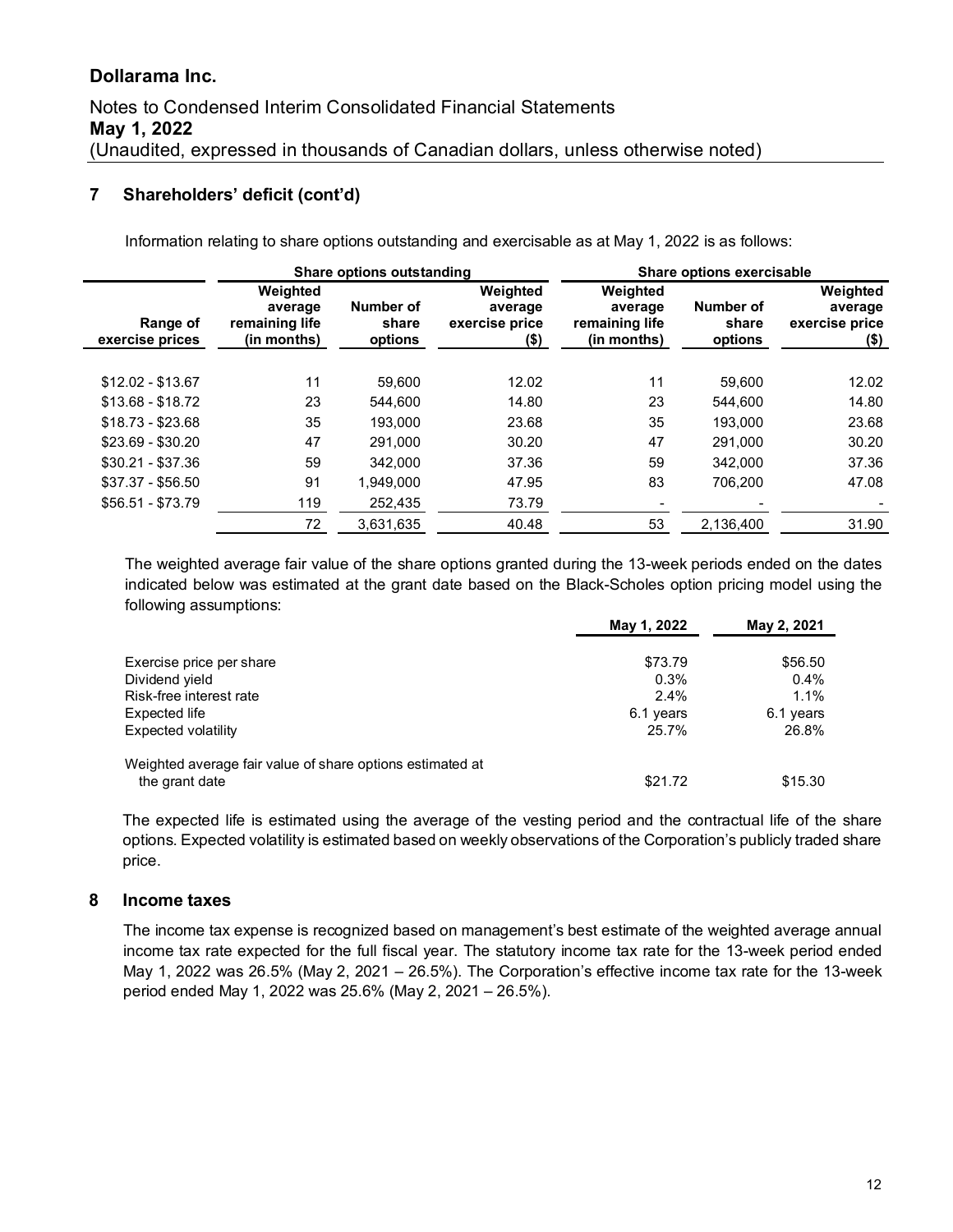## 7 Shareholders' deficit (cont'd)

Information relating to share options outstanding and exercisable as at May 1, 2022 is as follows:

| | Share options outstanding | | | Share options exercisable | | |
|---|---|---|---|---|---|---|
| Range of exercise prices | Weighted average remaining life (in months) | Number of share options | Weighted average exercise price ($) | Weighted average remaining life (in months) | Number of share options | Weighted average exercise price ($) |
| $12.02 - $13.67 | 11 | 59,600 | 12.02 | 11 | 59,600 | 12.02 |
| $13.68 - $18.72 | 23 | 544,600 | 14.80 | 23 | 544,600 | 14.80 |
| $18.73 - $23.68 | 35 | 193,000 | 23.68 | 35 | 193,000 | 23.68 |
| $23.69 - $30.20 | 47 | 291,000 | 30.20 | 47 | 291,000 | 30.20 |
| $30.21 - $37.36 | 59 | 342,000 | 37.36 | 59 | 342,000 | 37.36 |
| $37.37 - $56.50 | 91 | 1,949,000 | 47.95 | 83 | 706,200 | 47.08 |
| $56.51 - $73.79 | 119 | 252,435 | 73.79 | - | - | - |
| | 72 | 3,631,635 | 40.48 | 53 | 2,136,400 | 31.90 |

The weighted average fair value of the share options granted during the 13-week periods ended on the dates indicated below was estimated at the grant date based on the Black-Scholes option pricing model using the following assumptions:

| | May 1, 2022 | May 2, 2021 |
|---|---|---|
| Exercise price per share | $73.79 | $56.50 |
| Dividend yield | 0.3% | 0.4% |
| Risk-free interest rate | 2.4% | 1.1% |
| Expected life | 6.1 years | 6.1 years |
| Expected volatility | 25.7% | 26.8% |
| Weighted average fair value of share options estimated at the grant date | $21.72 | $15.30 |

The expected life is estimated using the average of the vesting period and the contractual life of the share options. Expected volatility is estimated based on weekly observations of the Corporation's publicly traded share price.

## 8 Income taxes

The income tax expense is recognized based on management's best estimate of the weighted average annual income tax rate expected for the full fiscal year. The statutory income tax rate for the 13-week period ended May 1, 2022 was 26.5% (May 2, 2021 – 26.5%). The Corporation's effective income tax rate for the 13-week period ended May 1, 2022 was 25.6% (May 2, 2021 – 26.5%).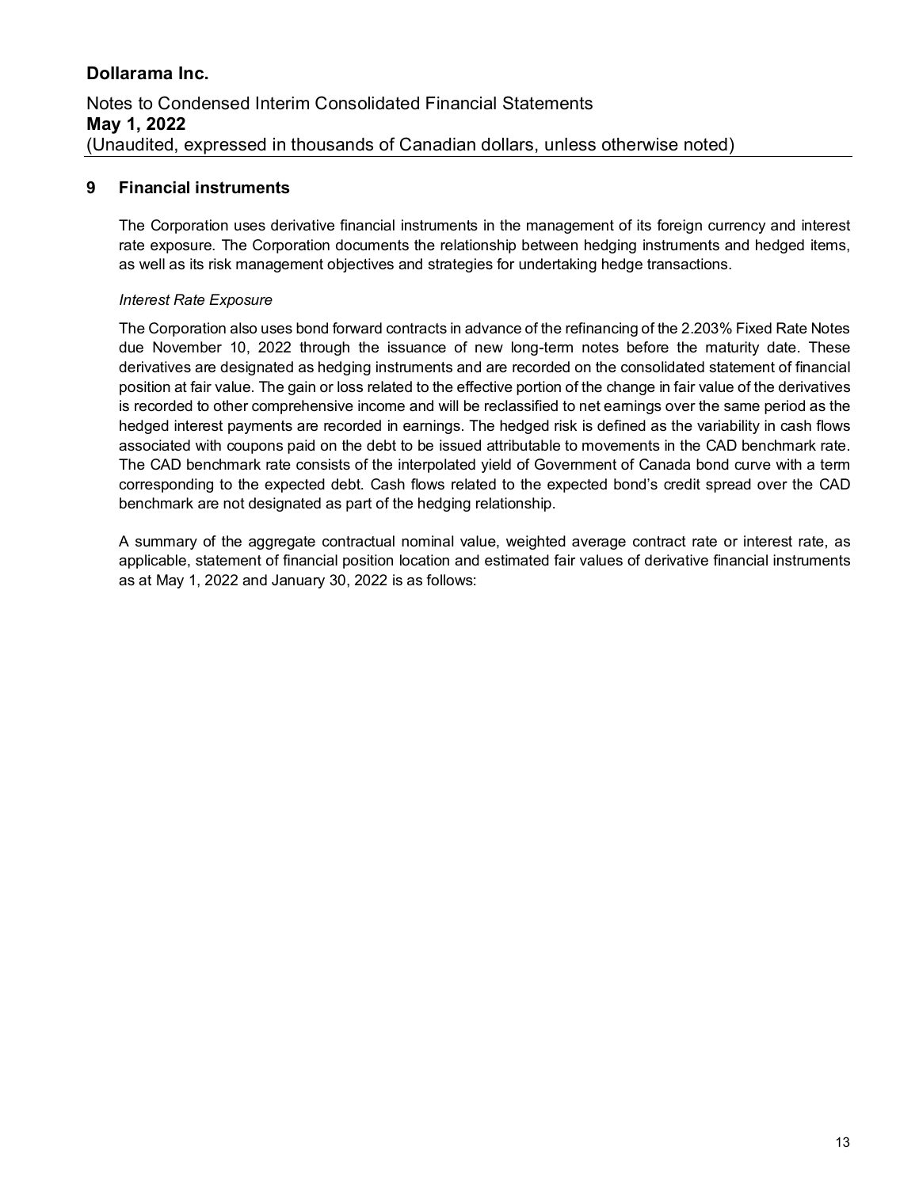## 9 Financial instruments

The Corporation uses derivative financial instruments in the management of its foreign currency and interest rate exposure. The Corporation documents the relationship between hedging instruments and hedged items, as well as its risk management objectives and strategies for undertaking hedge transactions.

*Interest Rate Exposure*

The Corporation also uses bond forward contracts in advance of the refinancing of the 2.203% Fixed Rate Notes due November 10, 2022 through the issuance of new long-term notes before the maturity date. These derivatives are designated as hedging instruments and are recorded on the consolidated statement of financial position at fair value. The gain or loss related to the effective portion of the change in fair value of the derivatives is recorded to other comprehensive income and will be reclassified to net earnings over the same period as the hedged interest payments are recorded in earnings. The hedged risk is defined as the variability in cash flows associated with coupons paid on the debt to be issued attributable to movements in the CAD benchmark rate. The CAD benchmark rate consists of the interpolated yield of Government of Canada bond curve with a term corresponding to the expected debt. Cash flows related to the expected bond's credit spread over the CAD benchmark are not designated as part of the hedging relationship.

A summary of the aggregate contractual nominal value, weighted average contract rate or interest rate, as applicable, statement of financial position location and estimated fair values of derivative financial instruments as at May 1, 2022 and January 30, 2022 is as follows: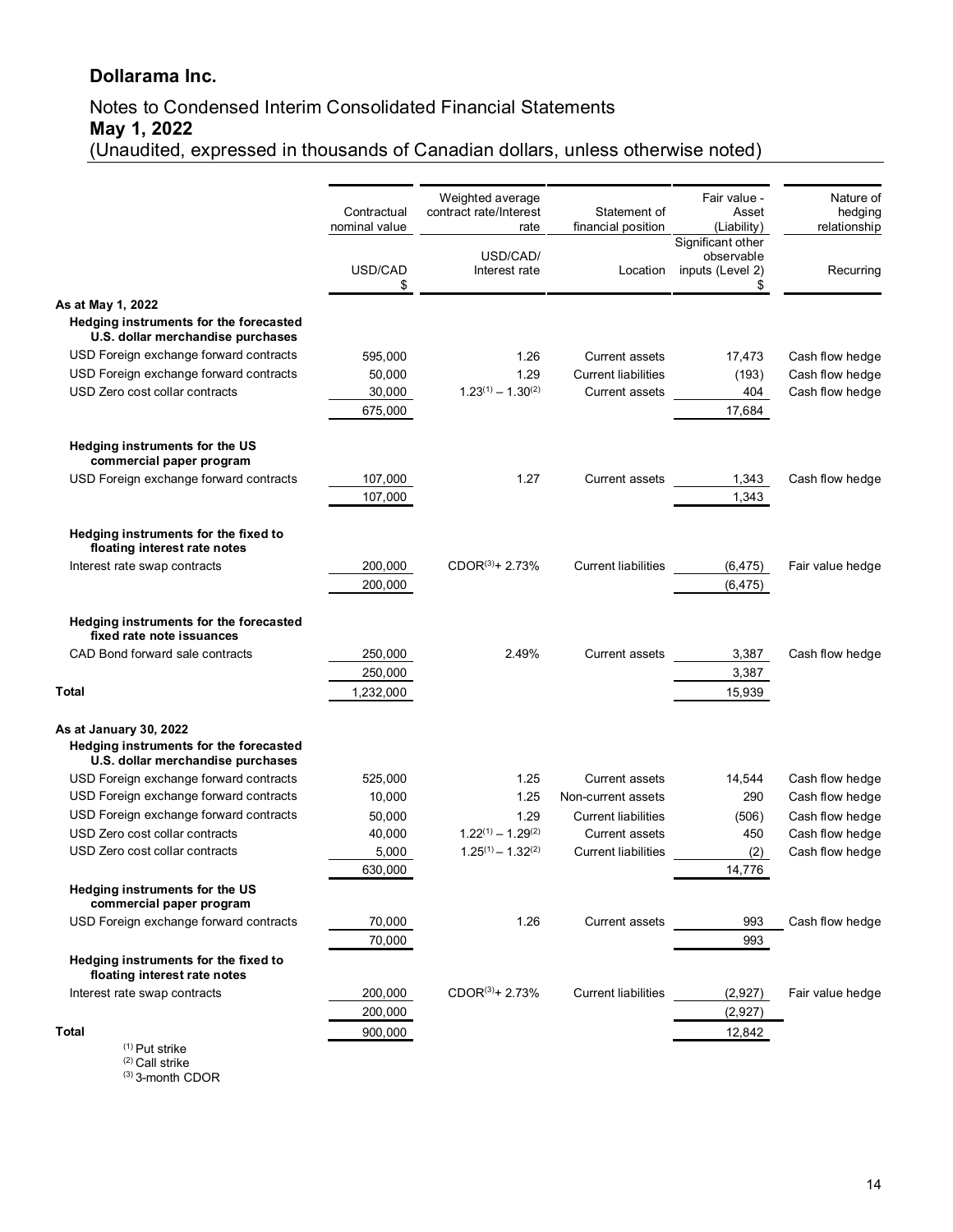# Dollarama Inc.

## Notes to Condensed Interim Consolidated Financial Statements
**May 1, 2022**
(Unaudited, expressed in thousands of Canadian dollars, unless otherwise noted)

| | Contractual nominal value | Weighted average contract rate/Interest rate | Statement of financial position | Fair value - Asset (Liability) | Nature of hedging relationship |
|---|---|---|---|---|---|
| | USD/CAD $ | USD/CAD/ Interest rate | Location | Significant other observable inputs (Level 2) $ | Recurring |
| **As at May 1, 2022** | | | | | |
| **Hedging instruments for the forecasted U.S. dollar merchandise purchases** | | | | | |
| USD Foreign exchange forward contracts | 595,000 | 1.26 | Current assets | 17,473 | Cash flow hedge |
| USD Foreign exchange forward contracts | 50,000 | 1.29 | Current liabilities | (193) | Cash flow hedge |
| USD Zero cost collar contracts | 30,000 | 1.23[(1)] – 1.30[(2)] | Current assets | 404 | Cash flow hedge |
| | 675,000 | | | 17,684 | |
| **Hedging instruments for the US commercial paper program** | | | | | |
| USD Foreign exchange forward contracts | 107,000 | 1.27 | Current assets | 1,343 | Cash flow hedge |
| | 107,000 | | | 1,343 | |
| **Hedging instruments for the fixed to floating interest rate notes** | | | | | |
| Interest rate swap contracts | 200,000 | CDOR[(3)]+ 2.73% | Current liabilities | (6,475) | Fair value hedge |
| | 200,000 | | | (6,475) | |
| **Hedging instruments for the forecasted fixed rate note issuances** | | | | | |
| CAD Bond forward sale contracts | 250,000 | 2.49% | Current assets | 3,387 | Cash flow hedge |
| | 250,000 | | | 3,387 | |
| **Total** | 1,232,000 | | | 15,939 | |
| **As at January 30, 2022** | | | | | |
| **Hedging instruments for the forecasted U.S. dollar merchandise purchases** | | | | | |
| USD Foreign exchange forward contracts | 525,000 | 1.25 | Current assets | 14,544 | Cash flow hedge |
| USD Foreign exchange forward contracts | 10,000 | 1.25 | Non-current assets | 290 | Cash flow hedge |
| USD Foreign exchange forward contracts | 50,000 | 1.29 | Current liabilities | (506) | Cash flow hedge |
| USD Zero cost collar contracts | 40,000 | 1.22[(1)] – 1.29[(2)] | Current assets | 450 | Cash flow hedge |
| USD Zero cost collar contracts | 5,000 | 1.25[(1)] – 1.32[(2)] | Current liabilities | (2) | Cash flow hedge |
| | 630,000 | | | 14,776 | |
| **Hedging instruments for the US commercial paper program** | | | | | |
| USD Foreign exchange forward contracts | 70,000 | 1.26 | Current assets | 993 | Cash flow hedge |
| | 70,000 | | | 993 | |
| **Hedging instruments for the fixed to floating interest rate notes** | | | | | |
| Interest rate swap contracts | 200,000 | CDOR[(3)]+ 2.73% | Current liabilities | (2,927) | Fair value hedge |
| | 200,000 | | | (2,927) | |
| **Total** | 900,000 | | | 12,842 | |

(1) Put strike
(2) Call strike
(3) 3-month CDOR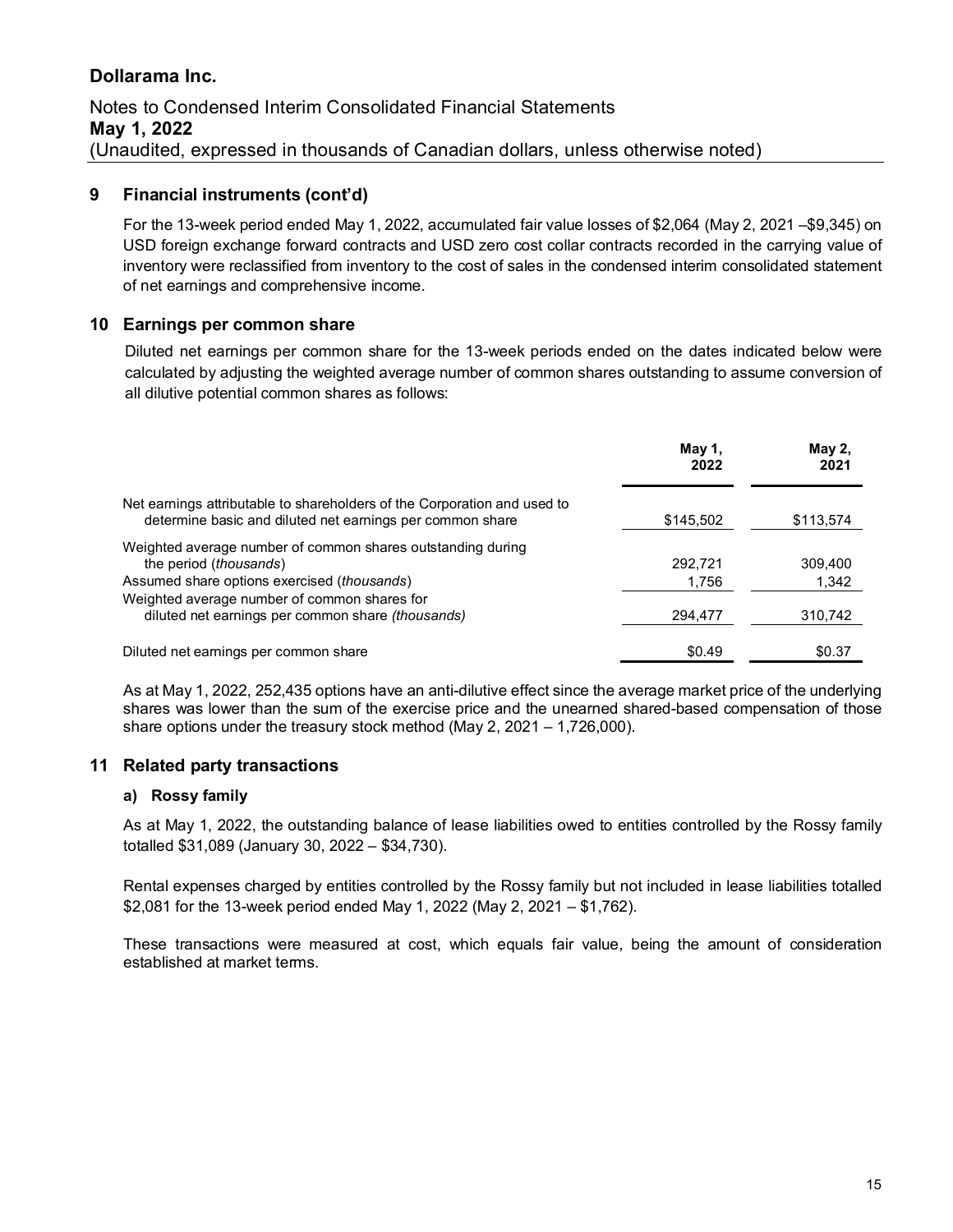# Dollarama Inc.

Notes to Condensed Interim Consolidated Financial Statements
**May 1, 2022**
(Unaudited, expressed in thousands of Canadian dollars, unless otherwise noted)

## 9 Financial instruments (cont'd)

For the 13-week period ended May 1, 2022, accumulated fair value losses of $2,064 (May 2, 2021 –$9,345) on USD foreign exchange forward contracts and USD zero cost collar contracts recorded in the carrying value of inventory were reclassified from inventory to the cost of sales in the condensed interim consolidated statement of net earnings and comprehensive income.

## 10 Earnings per common share

Diluted net earnings per common share for the 13-week periods ended on the dates indicated below were calculated by adjusting the weighted average number of common shares outstanding to assume conversion of all dilutive potential common shares as follows:

| | **May 1, 2022** | **May 2, 2021** |
|---|---|---|
| Net earnings attributable to shareholders of the Corporation and used to determine basic and diluted net earnings per common share | $145,502 | $113,574 |
| Weighted average number of common shares outstanding during the period (*thousands*) | 292,721 | 309,400 |
| Assumed share options exercised (*thousands*) | 1,756 | 1,342 |
| Weighted average number of common shares for diluted net earnings per common share *(thousands)* | 294,477 | 310,742 |
| Diluted net earnings per common share | $0.49 | $0.37 |

As at May 1, 2022, 252,435 options have an anti-dilutive effect since the average market price of the underlying shares was lower than the sum of the exercise price and the unearned shared-based compensation of those share options under the treasury stock method (May 2, 2021 – 1,726,000).

## 11 Related party transactions

### a) Rossy family

As at May 1, 2022, the outstanding balance of lease liabilities owed to entities controlled by the Rossy family totalled $31,089 (January 30, 2022 – $34,730).

Rental expenses charged by entities controlled by the Rossy family but not included in lease liabilities totalled $2,081 for the 13-week period ended May 1, 2022 (May 2, 2021 – $1,762).

These transactions were measured at cost, which equals fair value, being the amount of consideration established at market terms.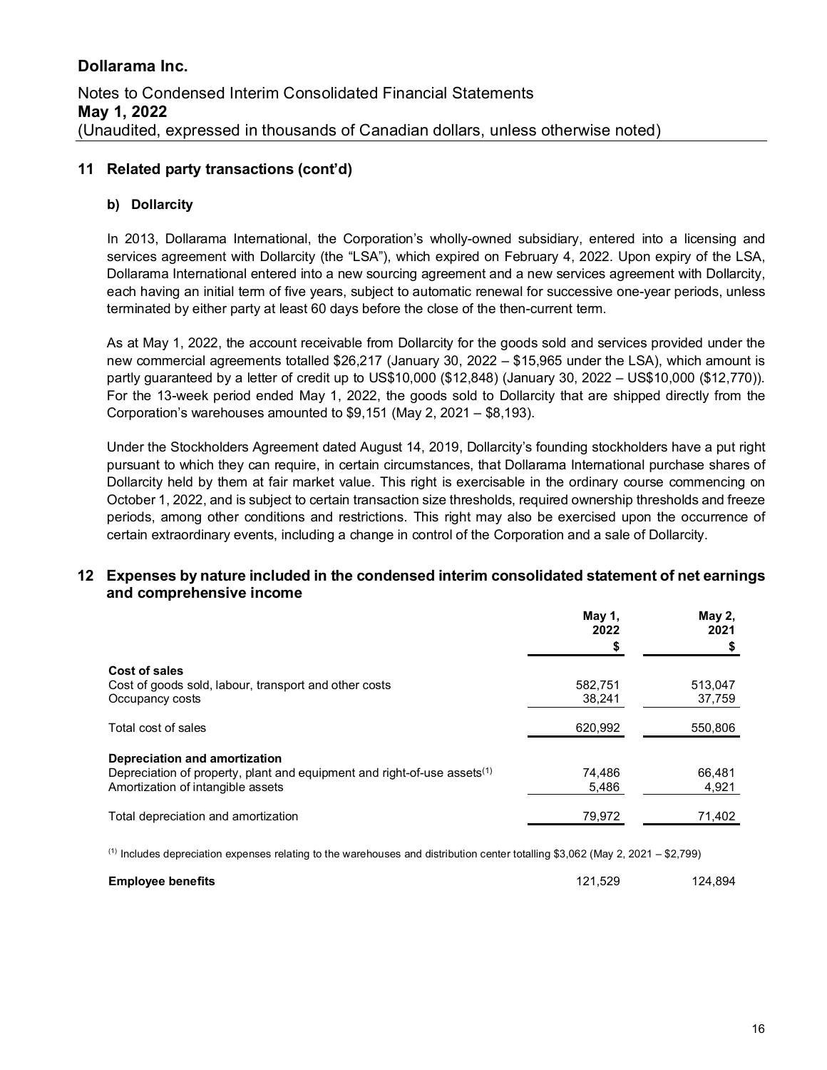## 11 Related party transactions (cont'd)

### b) Dollarcity

In 2013, Dollarama International, the Corporation's wholly-owned subsidiary, entered into a licensing and services agreement with Dollarcity (the "LSA"), which expired on February 4, 2022. Upon expiry of the LSA, Dollarama International entered into a new sourcing agreement and a new services agreement with Dollarcity, each having an initial term of five years, subject to automatic renewal for successive one-year periods, unless terminated by either party at least 60 days before the close of the then-current term.

As at May 1, 2022, the account receivable from Dollarcity for the goods sold and services provided under the new commercial agreements totalled $26,217 (January 30, 2022 – $15,965 under the LSA), which amount is partly guaranteed by a letter of credit up to US$10,000 ($12,848) (January 30, 2022 – US$10,000 ($12,770)). For the 13-week period ended May 1, 2022, the goods sold to Dollarcity that are shipped directly from the Corporation's warehouses amounted to $9,151 (May 2, 2021 – $8,193).

Under the Stockholders Agreement dated August 14, 2019, Dollarcity's founding stockholders have a put right pursuant to which they can require, in certain circumstances, that Dollarama International purchase shares of Dollarcity held by them at fair market value. This right is exercisable in the ordinary course commencing on October 1, 2022, and is subject to certain transaction size thresholds, required ownership thresholds and freeze periods, among other conditions and restrictions. This right may also be exercised upon the occurrence of certain extraordinary events, including a change in control of the Corporation and a sale of Dollarcity.

## 12 Expenses by nature included in the condensed interim consolidated statement of net earnings and comprehensive income

| | May 1, 2022 | May 2, 2021 |
|---|---|---|
| | $ | $ |
| **Cost of sales** | | |
| Cost of goods sold, labour, transport and other costs | 582,751 | 513,047 |
| Occupancy costs | 38,241 | 37,759 |
| Total cost of sales | 620,992 | 550,806 |
| **Depreciation and amortization** | | |
| Depreciation of property, plant and equipment and right-of-use assets[1] | 74,486 | 66,481 |
| Amortization of intangible assets | 5,486 | 4,921 |
| Total depreciation and amortization | 79,972 | 71,402 |
| **Employee benefits** | 121,529 | 124,894 |

[1] Includes depreciation expenses relating to the warehouses and distribution center totalling $3,062 (May 2, 2021 – $2,799)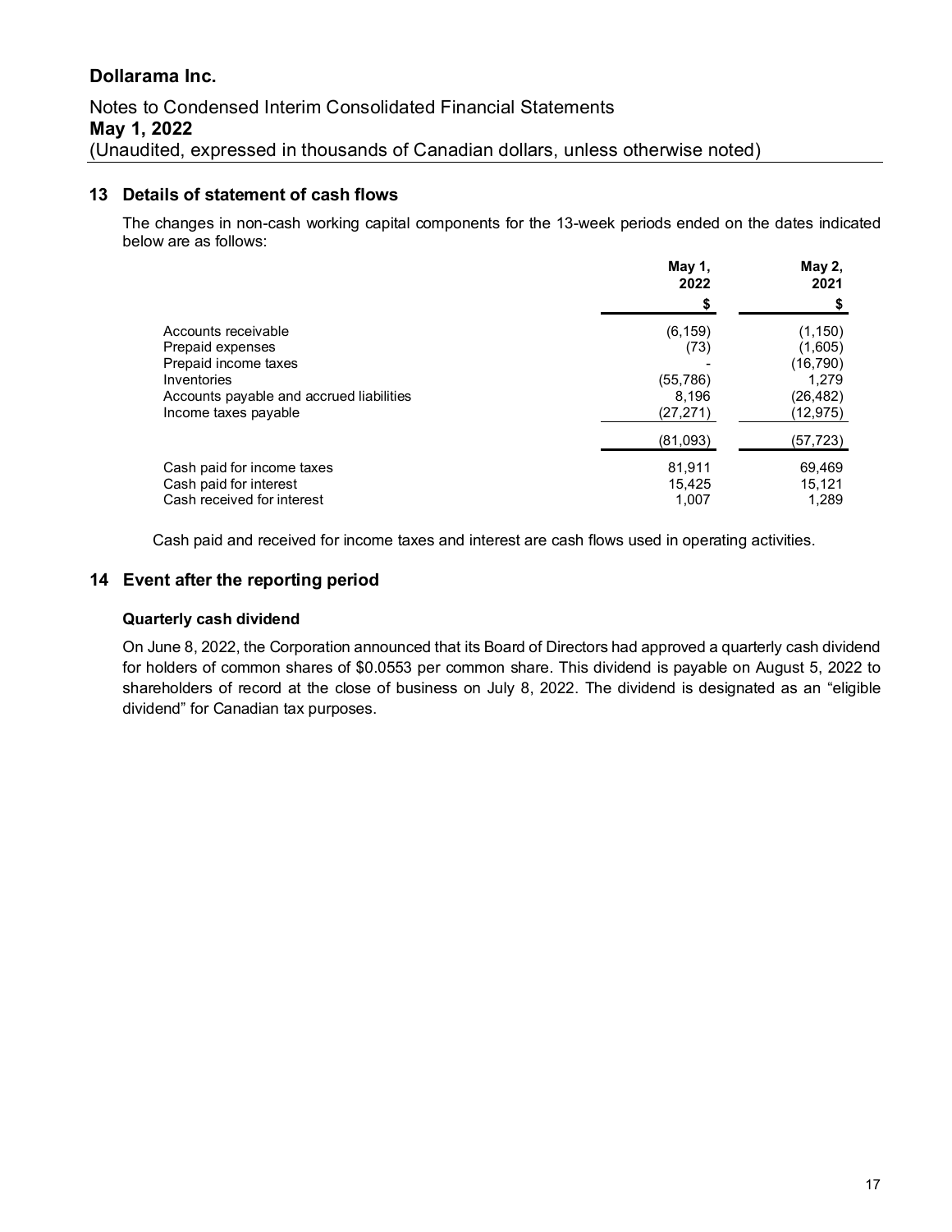# Dollarama Inc.

Notes to Condensed Interim Consolidated Financial Statements
**May 1, 2022**
(Unaudited, expressed in thousands of Canadian dollars, unless otherwise noted)

## 13 Details of statement of cash flows

The changes in non-cash working capital components for the 13-week periods ended on the dates indicated below are as follows:

| | May 1, 2022 | May 2, 2021 |
|---|---|---|
| | $ | $ |
| Accounts receivable | (6,159) | (1,150) |
| Prepaid expenses | (73) | (1,605) |
| Prepaid income taxes | - | (16,790) |
| Inventories | (55,786) | 1,279 |
| Accounts payable and accrued liabilities | 8,196 | (26,482) |
| Income taxes payable | (27,271) | (12,975) |
| | (81,093) | (57,723) |
| Cash paid for income taxes | 81,911 | 69,469 |
| Cash paid for interest | 15,425 | 15,121 |
| Cash received for interest | 1,007 | 1,289 |

Cash paid and received for income taxes and interest are cash flows used in operating activities.

## 14 Event after the reporting period

### Quarterly cash dividend

On June 8, 2022, the Corporation announced that its Board of Directors had approved a quarterly cash dividend for holders of common shares of $0.0553 per common share. This dividend is payable on August 5, 2022 to shareholders of record at the close of business on July 8, 2022. The dividend is designated as an "eligible dividend" for Canadian tax purposes.